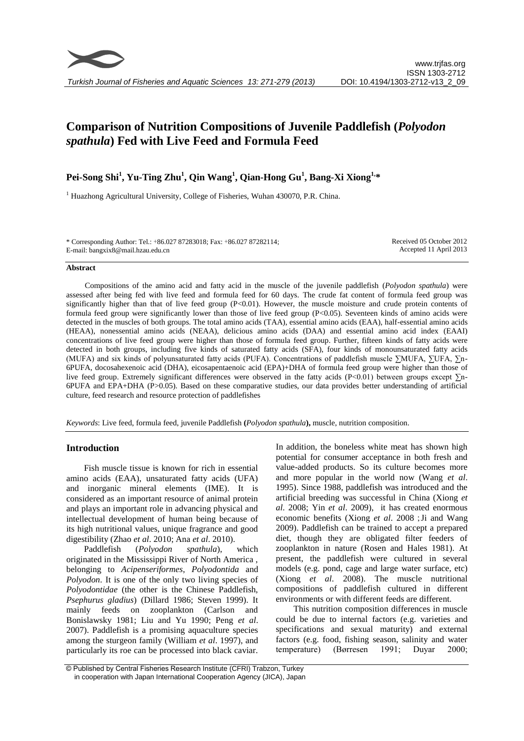# Comparison of Nutrition Compositions of Juvenile Paddlefish (*Polyodon spathula*) Fed with Live Feed and Formula Feed

**Pei-Song Shi[1], Yu-Ting Zhu[1], Qin Wang[1], Qian-Hong Gu[1], Bang-Xi Xiong[1,*]**

[1] Huazhong Agricultural University, College of Fisheries, Wuhan 430070, P.R. China.

\* Corresponding Author: Tel.: +86.027 87283018; Fax: +86.027 87282114; E-mail: bangxix8@mail.hzau.edu.cn

Received 05 October 2012
Accepted 11 April 2013

### Abstract

Compositions of the amino acid and fatty acid in the muscle of the juvenile paddlefish (*Polyodon spathula*) were assessed after being fed with live feed and formula feed for 60 days. The crude fat content of formula feed group was significantly higher than that of live feed group ($P<0.01$). However, the muscle moisture and crude protein contents of formula feed group were significantly lower than those of live feed group ($P<0.05$). Seventeen kinds of amino acids were detected in the muscles of both groups. The total amino acids (TAA), essential amino acids (EAA), half-essential amino acids (HEAA), nonessential amino acids (NEAA), delicious amino acids (DAA) and essential amino acid index (EAAI) concentrations of live feed group were higher than those of formula feed group. Further, fifteen kinds of fatty acids were detected in both groups, including five kinds of saturated fatty acids (SFA), four kinds of monounsaturated fatty acids (MUFA) and six kinds of polyunsaturated fatty acids (PUFA). Concentrations of paddlefish muscle ∑MUFA, ∑UFA, ∑n-6PUFA, docosahexenoic acid (DHA), eicosapentaenoic acid (EPA)+DHA of formula feed group were higher than those of live feed group. Extremely significant differences were observed in the fatty acids ($P<0.01$) between groups except ∑n-6PUFA and EPA+DHA ($P>0.05$). Based on these comparative studies, our data provides better understanding of artificial culture, feed research and resource protection of paddlefishes

*Keywords*: Live feed, formula feed, juvenile Paddlefish **(***Polyodon spathula***),** muscle, nutrition composition.

## Introduction

Fish muscle tissue is known for rich in essential amino acids (EAA), unsaturated fatty acids (UFA) and inorganic mineral elements (IME). It is considered as an important resource of animal protein and plays an important role in advancing physical and intellectual development of human being because of its high nutritional values, unique fragrance and good digestibility (Zhao *et al*. 2010; Ana *et al*. 2010).

Paddlefish (*Polyodon spathula*), which originated in the Mississippi River of North America , belonging to *Acipenseriformes*, *Polyodontida* and *Polyodon*. It is one of the only two living species of *Polyodontidae* (the other is the Chinese Paddlefish, *Psephurus gladius*) (Dillard 1986; Steven 1999). It mainly feeds on zooplankton (Carlson and Bonislawsky 1981; Liu and Yu 1990; Peng *et al*. 2007). Paddlefish is a promising aquaculture species among the sturgeon family (William *et al*. 1997), and particularly its roe can be processed into black caviar. In addition, the boneless white meat has shown high potential for consumer acceptance in both fresh and value-added products. So its culture becomes more and more popular in the world now (Wang *et al*. 1995). Since 1988, paddlefish was introduced and the artificial breeding was successful in China (Xiong *et al*. 2008; Yin *et al*. 2009), it has created enormous economic benefits (Xiong *et al*. 2008 ; Ji and Wang 2009). Paddlefish can be trained to accept a prepared diet, though they are obligated filter feeders of zooplankton in nature (Rosen and Hales 1981). At present, the paddlefish were cultured in several models (e.g. pond, cage and large water surface, etc) (Xiong *et al*. 2008). The muscle nutritional compositions of paddlefish cultured in different environments or with different feeds are different.

This nutrition composition differences in muscle could be due to internal factors (e.g. varieties and specifications and sexual maturity) and external factors (e.g. food, fishing season, salinity and water temperature) (Børresen 1991; Duyar 2000;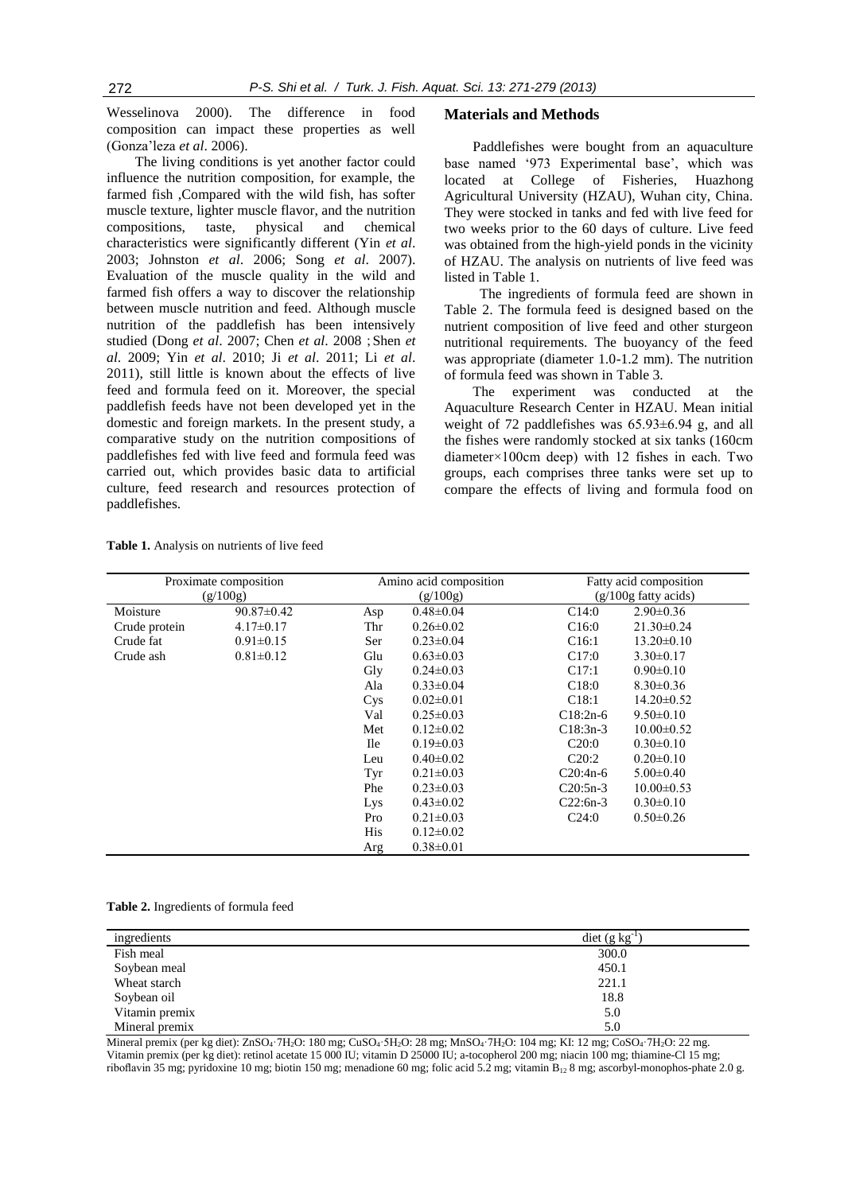Wesselinova 2000). The difference in food composition can impact these properties as well (Gonza'leza *et al*. 2006).

The living conditions is yet another factor could influence the nutrition composition, for example, the farmed fish ,Compared with the wild fish, has softer muscle texture, lighter muscle flavor, and the nutrition compositions, taste, physical and chemical characteristics were significantly different (Yin *et al*. 2003; Johnston *et al*. 2006; Song *et al*. 2007). Evaluation of the muscle quality in the wild and farmed fish offers a way to discover the relationship between muscle nutrition and feed. Although muscle nutrition of the paddlefish has been intensively studied (Dong *et al*. 2007; Chen *et al*. 2008 ; Shen *et al*. 2009; Yin *et al*. 2010; Ji *et al*. 2011; Li *et al*. 2011), still little is known about the effects of live feed and formula feed on it. Moreover, the special paddlefish feeds have not been developed yet in the domestic and foreign markets. In the present study, a comparative study on the nutrition compositions of paddlefishes fed with live feed and formula feed was carried out, which provides basic data to artificial culture, feed research and resources protection of paddlefishes.

## Materials and Methods

Paddlefishes were bought from an aquaculture base named '973 Experimental base', which was located at College of Fisheries, Huazhong Agricultural University (HZAU), Wuhan city, China. They were stocked in tanks and fed with live feed for two weeks prior to the 60 days of culture. Live feed was obtained from the high-yield ponds in the vicinity of HZAU. The analysis on nutrients of live feed was listed in Table 1.

The ingredients of formula feed are shown in Table 2. The formula feed is designed based on the nutrient composition of live feed and other sturgeon nutritional requirements. The buoyancy of the feed was appropriate (diameter 1.0-1.2 mm). The nutrition of formula feed was shown in Table 3.

The experiment was conducted at the Aquaculture Research Center in HZAU. Mean initial weight of 72 paddlefishes was 65.93±6.94 g, and all the fishes were randomly stocked at six tanks (160cm diameter×100cm deep) with 12 fishes in each. Two groups, each comprises three tanks were set up to compare the effects of living and formula food on

**Table 1.** Analysis on nutrients of live feed

| Proximate composition (g/100g) | | Amino acid composition (g/100g) | | Fatty acid composition (g/100g fatty acids) | |
|---|---|---|---|---|---|
| Moisture | 90.87±0.42 | Asp | 0.48±0.04 | C14:0 | 2.90±0.36 |
| Crude protein | 4.17±0.17 | Thr | 0.26±0.02 | C16:0 | 21.30±0.24 |
| Crude fat | 0.91±0.15 | Ser | 0.23±0.04 | C16:1 | 13.20±0.10 |
| Crude ash | 0.81±0.12 | Glu | 0.63±0.03 | C17:0 | 3.30±0.17 |
| | | Gly | 0.24±0.03 | C17:1 | 0.90±0.10 |
| | | Ala | 0.33±0.04 | C18:0 | 8.30±0.36 |
| | | Cys | 0.02±0.01 | C18:1 | 14.20±0.52 |
| | | Val | 0.25±0.03 | C18:2n-6 | 9.50±0.10 |
| | | Met | 0.12±0.02 | C18:3n-3 | 10.00±0.52 |
| | | Ile | 0.19±0.03 | C20:0 | 0.30±0.10 |
| | | Leu | 0.40±0.02 | C20:2 | 0.20±0.10 |
| | | Tyr | 0.21±0.03 | C20:4n-6 | 5.00±0.40 |
| | | Phe | 0.23±0.03 | C20:5n-3 | 10.00±0.53 |
| | | Lys | 0.43±0.02 | C22:6n-3 | 0.30±0.10 |
| | | Pro | 0.21±0.03 | C24:0 | 0.50±0.26 |
| | | His | 0.12±0.02 | | |
| | | Arg | 0.38±0.01 | | |

**Table 2.** Ingredients of formula feed

| ingredients | diet (g $kg^{-1}$) |
|---|---|
| Fish meal | 300.0 |
| Soybean meal | 450.1 |
| Wheat starch | 221.1 |
| Soybean oil | 18.8 |
| Vitamin premix | 5.0 |
| Mineral premix | 5.0 |

Mineral premix (per kg diet): $ZnSO_4 \cdot 7H_2O$: 180 mg; $CuSO_4 \cdot 5H_2O$: 28 mg; $MnSO_4 \cdot 7H_2O$: 104 mg; KI: 12 mg; $CoSO_4 \cdot 7H_2O$: 22 mg.
Vitamin premix (per kg diet): retinol acetate 15 000 IU; vitamin D 25000 IU; a-tocopherol 200 mg; niacin 100 mg; thiamine-Cl 15 mg; riboflavin 35 mg; pyridoxine 10 mg; biotin 150 mg; menadione 60 mg; folic acid 5.2 mg; vitamin $B_{12}$ 8 mg; ascorbyl-monophos-phate 2.0 g.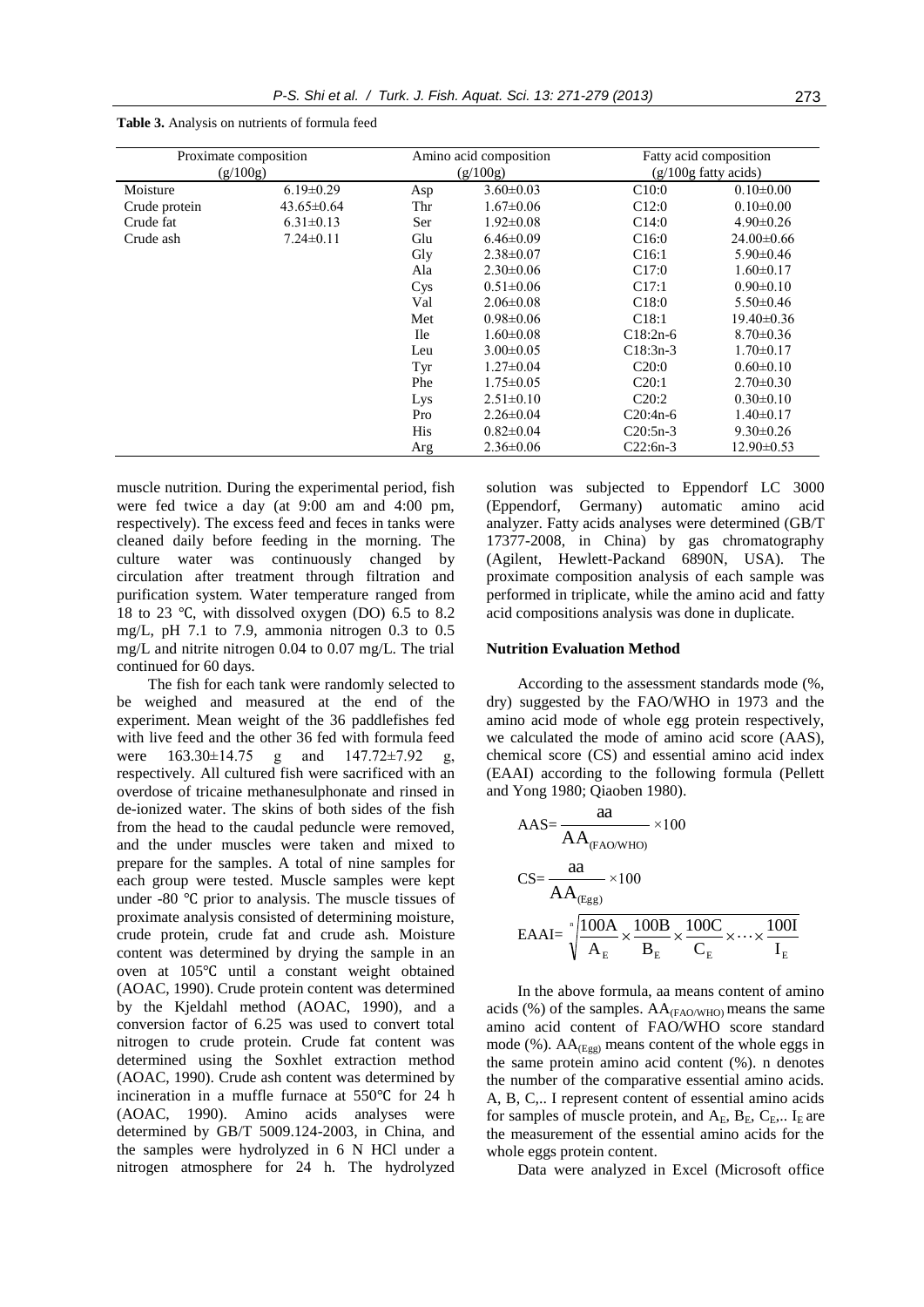**Table 3.** Analysis on nutrients of formula feed

| Proximate composition (g/100g) | | Amino acid composition (g/100g) | | Fatty acid composition (g/100g fatty acids) | |
|---|---|---|---|---|---|
| Moisture | 6.19±0.29 | Asp | 3.60±0.03 | C10:0 | 0.10±0.00 |
| Crude protein | 43.65±0.64 | Thr | 1.67±0.06 | C12:0 | 0.10±0.00 |
| Crude fat | 6.31±0.13 | Ser | 1.92±0.08 | C14:0 | 4.90±0.26 |
| Crude ash | 7.24±0.11 | Glu | 6.46±0.09 | C16:0 | 24.00±0.66 |
| | | Gly | 2.38±0.07 | C16:1 | 5.90±0.46 |
| | | Ala | 2.30±0.06 | C17:0 | 1.60±0.17 |
| | | Cys | 0.51±0.06 | C17:1 | 0.90±0.10 |
| | | Val | 2.06±0.08 | C18:0 | 5.50±0.46 |
| | | Met | 0.98±0.06 | C18:1 | 19.40±0.36 |
| | | Ile | 1.60±0.08 | C18:2n-6 | 8.70±0.36 |
| | | Leu | 3.00±0.05 | C18:3n-3 | 1.70±0.17 |
| | | Tyr | 1.27±0.04 | C20:0 | 0.60±0.10 |
| | | Phe | 1.75±0.05 | C20:1 | 2.70±0.30 |
| | | Lys | 2.51±0.10 | C20:2 | 0.30±0.10 |
| | | Pro | 2.26±0.04 | C20:4n-6 | 1.40±0.17 |
| | | His | 0.82±0.04 | C20:5n-3 | 9.30±0.26 |
| | | Arg | 2.36±0.06 | C22:6n-3 | 12.90±0.53 |

muscle nutrition. During the experimental period, fish were fed twice a day (at 9:00 am and 4:00 pm, respectively). The excess feed and feces in tanks were cleaned daily before feeding in the morning. The culture water was continuously changed by circulation after treatment through filtration and purification system. Water temperature ranged from 18 to 23 ℃, with dissolved oxygen (DO) 6.5 to 8.2 mg/L, pH 7.1 to 7.9, ammonia nitrogen 0.3 to 0.5 mg/L and nitrite nitrogen 0.04 to 0.07 mg/L. The trial continued for 60 days.

The fish for each tank were randomly selected to be weighed and measured at the end of the experiment. Mean weight of the 36 paddlefishes fed with live feed and the other 36 fed with formula feed were 163.30±14.75 g and 147.72±7.92 g, respectively. All cultured fish were sacrificed with an overdose of tricaine methanesulphonate and rinsed in de-ionized water. The skins of both sides of the fish from the head to the caudal peduncle were removed, and the under muscles were taken and mixed to prepare for the samples. A total of nine samples for each group were tested. Muscle samples were kept under -80 ℃ prior to analysis. The muscle tissues of proximate analysis consisted of determining moisture, crude protein, crude fat and crude ash. Moisture content was determined by drying the sample in an oven at 105℃ until a constant weight obtained (AOAC, 1990). Crude protein content was determined by the Kjeldahl method (AOAC, 1990), and a conversion factor of 6.25 was used to convert total nitrogen to crude protein. Crude fat content was determined using the Soxhlet extraction method (AOAC, 1990). Crude ash content was determined by incineration in a muffle furnace at 550℃ for 24 h (AOAC, 1990). Amino acids analyses were determined by GB/T 5009.124-2003, in China, and the samples were hydrolyzed in 6 N HCl under a nitrogen atmosphere for 24 h. The hydrolyzed solution was subjected to Eppendorf LC 3000 (Eppendorf, Germany) automatic amino acid analyzer. Fatty acids analyses were determined (GB/T 17377-2008, in China) by gas chromatography (Agilent, Hewlett-Packand 6890N, USA). The proximate composition analysis of each sample was performed in triplicate, while the amino acid and fatty acid compositions analysis was done in duplicate.

### Nutrition Evaluation Method

According to the assessment standards mode (%, dry) suggested by the FAO/WHO in 1973 and the amino acid mode of whole egg protein respectively, we calculated the mode of amino acid score (AAS), chemical score (CS) and essential amino acid index (EAAI) according to the following formula (Pellett and Yong 1980; Qiaoben 1980).

$$\text{AAS}=\frac{\text{aa}}{\text{AA}_{\text{(FAO/WHO)}}}\times 100$$

$$\text{CS}=\frac{\text{aa}}{\text{AA}_{\text{(Egg)}}}\times 100$$

$$\text{EAAI}=\sqrt[n]{\frac{100\text{A}}{\text{A}_{\text{E}}}\times\frac{100\text{B}}{\text{B}_{\text{E}}}\times\frac{100\text{C}}{\text{C}_{\text{E}}}\times\cdots\times\frac{100\text{I}}{\text{I}_{\text{E}}}}$$

In the above formula, aa means content of amino acids (%) of the samples. $AA_{(FAO/WHO)}$ means the same amino acid content of FAO/WHO score standard mode (%). $AA_{(Egg)}$ means content of the whole eggs in the same protein amino acid content (%). n denotes the number of the comparative essential amino acids. A, B, C,.. I represent content of essential amino acids for samples of muscle protein, and $A_E$, $B_E$, $C_E$,.. $I_E$ are the measurement of the essential amino acids for the whole eggs protein content.

Data were analyzed in Excel (Microsoft office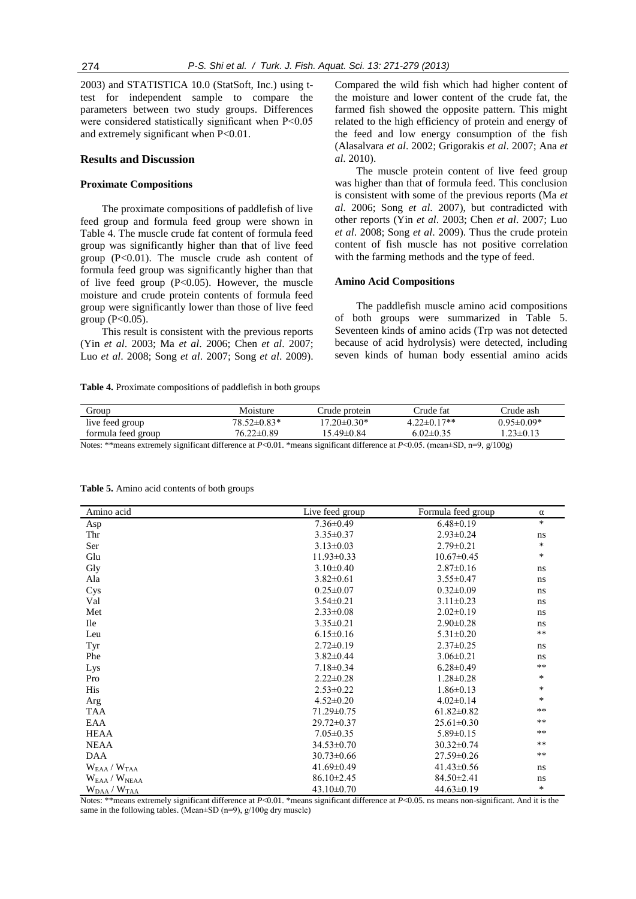2003) and STATISTICA 10.0 (StatSoft, Inc.) using t-test for independent sample to compare the parameters between two study groups. Differences were considered statistically significant when P<0.05 and extremely significant when P<0.01.

## Results and Discussion

### Proximate Compositions

The proximate compositions of paddlefish of live feed group and formula feed group were shown in Table 4. The muscle crude fat content of formula feed group was significantly higher than that of live feed group (P<0.01). The muscle crude ash content of formula feed group was significantly higher than that of live feed group (P<0.05). However, the muscle moisture and crude protein contents of formula feed group were significantly lower than those of live feed group (P<0.05).

This result is consistent with the previous reports (Yin *et al*. 2003; Ma *et al*. 2006; Chen *et al*. 2007; Luo *et al*. 2008; Song *et al*. 2007; Song *et al*. 2009). Compared the wild fish which had higher content of the moisture and lower content of the crude fat, the farmed fish showed the opposite pattern. This might related to the high efficiency of protein and energy of the feed and low energy consumption of the fish (Alasalvara *et al*. 2002; Grigorakis *et al*. 2007; Ana *et al*. 2010).

The muscle protein content of live feed group was higher than that of formula feed. This conclusion is consistent with some of the previous reports (Ma *et al*. 2006; Song *et al*. 2007), but contradicted with other reports (Yin *et al*. 2003; Chen *et al*. 2007; Luo *et al*. 2008; Song *et al*. 2009). Thus the crude protein content of fish muscle has not positive correlation with the farming methods and the type of feed.

### Amino Acid Compositions

The paddlefish muscle amino acid compositions of both groups were summarized in Table 5. Seventeen kinds of amino acids (Trp was not detected because of acid hydrolysis) were detected, including seven kinds of human body essential amino acids

**Table 4.** Proximate compositions of paddlefish in both groups

| Group | Moisture | Crude protein | Crude fat | Crude ash |
|---|---|---|---|---|
| live feed group | 78.52±0.83* | 17.20±0.30* | 4.22±0.17** | 0.95±0.09* |
| formula feed group | 76.22±0.89 | 15.49±0.84 | 6.02±0.35 | 1.23±0.13 |

Notes: **means extremely significant difference at *P*<0.01. *means significant difference at *P*<0.05. (mean±SD, n=9, g/100g)

**Table 5.** Amino acid contents of both groups

| Amino acid | Live feed group | Formula feed group | α |
|---|---|---|---|
| Asp | 7.36±0.49 | 6.48±0.19 | * |
| Thr | 3.35±0.37 | 2.93±0.24 | ns |
| Ser | 3.13±0.03 | 2.79±0.21 | * |
| Glu | 11.93±0.33 | 10.67±0.45 | * |
| Gly | 3.10±0.40 | 2.87±0.16 | ns |
| Ala | 3.82±0.61 | 3.55±0.47 | ns |
| Cys | 0.25±0.07 | 0.32±0.09 | ns |
| Val | 3.54±0.21 | 3.11±0.23 | ns |
| Met | 2.33±0.08 | 2.02±0.19 | ns |
| Ile | 3.35±0.21 | 2.90±0.28 | ns |
| Leu | 6.15±0.16 | 5.31±0.20 | ** |
| Tyr | 2.72±0.19 | 2.37±0.25 | ns |
| Phe | 3.82±0.44 | 3.06±0.21 | ns |
| Lys | 7.18±0.34 | 6.28±0.49 | ** |
| Pro | 2.22±0.28 | 1.28±0.28 | * |
| His | 2.53±0.22 | 1.86±0.13 | * |
| Arg | 4.52±0.20 | 4.02±0.14 | * |
| TAA | 71.29±0.75 | 61.82±0.82 | ** |
| EAA | 29.72±0.37 | 25.61±0.30 | ** |
| HEAA | 7.05±0.35 | 5.89±0.15 | ** |
| NEAA | 34.53±0.70 | 30.32±0.74 | ** |
| DAA | 30.73±0.66 | 27.59±0.26 | ** |
| $W_{EAA}$ / $W_{TAA}$ | 41.69±0.49 | 41.43±0.56 | ns |
| $W_{EAA}$ / $W_{NEAA}$ | 86.10±2.45 | 84.50±2.41 | ns |
| $W_{DAA}$ / $W_{TAA}$ | 43.10±0.70 | 44.63±0.19 | * |

Notes: **means extremely significant difference at *P*<0.01. *means significant difference at *P*<0.05. ns means non-significant. And it is the same in the following tables. (Mean±SD (n=9), g/100g dry muscle)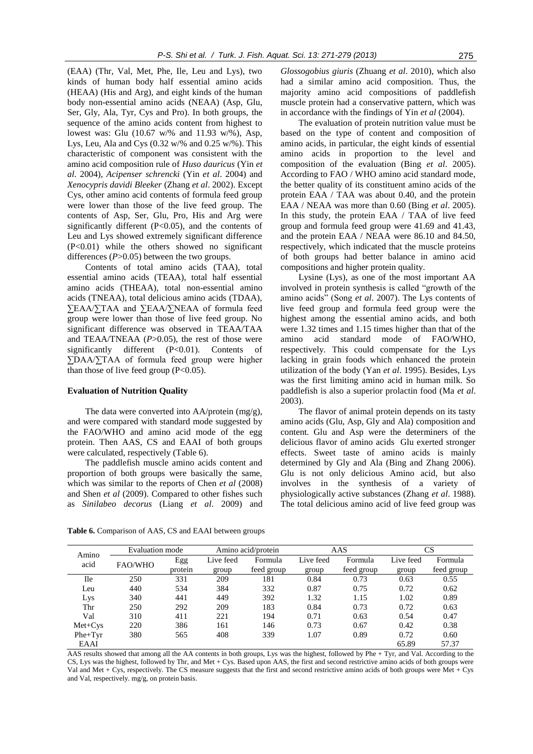(EAA) (Thr, Val, Met, Phe, Ile, Leu and Lys), two kinds of human body half essential amino acids (HEAA) (His and Arg), and eight kinds of the human body non-essential amino acids (NEAA) (Asp, Glu, Ser, Gly, Ala, Tyr, Cys and Pro). In both groups, the sequence of the amino acids content from highest to lowest was: Glu (10.67 w/% and 11.93 w/%), Asp, Lys, Leu, Ala and Cys (0.32 w/% and 0.25 w/%). This characteristic of component was consistent with the amino acid composition rule of *Huso dauricus* (Yin *et al*. 2004), *Acipenser schrencki* (Yin *et al*. 2004) and *Xenocypris davidi Bleeker* (Zhang *et al*. 2002). Except Cys, other amino acid contents of formula feed group were lower than those of the live feed group. The contents of Asp, Ser, Glu, Pro, His and Arg were significantly different ($P<0.05$), and the contents of Leu and Lys showed extremely significant difference ($P<0.01$) while the others showed no significant differences ($P>0.05$) between the two groups.

Contents of total amino acids (TAA), total essential amino acids (TEAA), total half essential amino acids (THEAA), total non-essential amino acids (TNEAA), total delicious amino acids (TDAA), ∑EAA/∑TAA and ∑EAA/∑NEAA of formula feed group were lower than those of live feed group. No significant difference was observed in TEAA/TAA and TEAA/TNEAA ($P>0.05$), the rest of those were significantly different ($P<0.01$). Contents of ∑DAA/∑TAA of formula feed group were higher than those of live feed group ($P<0.05$).

### Evaluation of Nutrition Quality

The data were converted into AA/protein (mg/g), and were compared with standard mode suggested by the FAO/WHO and amino acid mode of the egg protein. Then AAS, CS and EAAI of both groups were calculated, respectively (Table 6).

The paddlefish muscle amino acids content and proportion of both groups were basically the same, which was similar to the reports of Chen *et al* (2008) and Shen *et al* (2009). Compared to other fishes such as *Sinilabeo decorus* (Liang *et al*. 2009) and *Glossogobius giuris* (Zhuang *et al*. 2010), which also had a similar amino acid composition. Thus, the majority amino acid compositions of paddlefish muscle protein had a conservative pattern, which was in accordance with the findings of Yin *et al* (2004).

The evaluation of protein nutrition value must be based on the type of content and composition of amino acids, in particular, the eight kinds of essential amino acids in proportion to the level and composition of the evaluation (Bing *et al*. 2005). According to FAO / WHO amino acid standard mode, the better quality of its constituent amino acids of the protein EAA / TAA was about 0.40, and the protein EAA / NEAA was more than 0.60 (Bing *et al*. 2005). In this study, the protein EAA / TAA of live feed group and formula feed group were 41.69 and 41.43, and the protein EAA / NEAA were 86.10 and 84.50, respectively, which indicated that the muscle proteins of both groups had better balance in amino acid compositions and higher protein quality.

Lysine (Lys), as one of the most important AA involved in protein synthesis is called "growth of the amino acids" (Song *et al*. 2007). The Lys contents of live feed group and formula feed group were the highest among the essential amino acids, and both were 1.32 times and 1.15 times higher than that of the amino acid standard mode of FAO/WHO, respectively. This could compensate for the Lys lacking in grain foods which enhanced the protein utilization of the body (Yan *et al*. 1995). Besides, Lys was the first limiting amino acid in human milk. So paddlefish is also a superior prolactin food (Ma *et al*. 2003).

The flavor of animal protein depends on its tasty amino acids (Glu, Asp, Gly and Ala) composition and content. Glu and Asp were the determiners of the delicious flavor of amino acids Glu exerted stronger effects. Sweet taste of amino acids is mainly determined by Gly and Ala (Bing and Zhang 2006). Glu is not only delicious Amino acid, but also involves in the synthesis of a variety of physiologically active substances (Zhang *et al*. 1988). The total delicious amino acid of live feed group was

**Table 6.** Comparison of AAS, CS and EAAI between groups

| Amino acid | Evaluation mode | | Amino acid/protein | | AAS | | CS | |
|---|---|---|---|---|---|---|---|---|
| | FAO/WHO | Egg protein | Live feed group | Formula feed group | Live feed group | Formula feed group | Live feed group | Formula feed group |
| Ile | 250 | 331 | 209 | 181 | 0.84 | 0.73 | 0.63 | 0.55 |
| Leu | 440 | 534 | 384 | 332 | 0.87 | 0.75 | 0.72 | 0.62 |
| Lys | 340 | 441 | 449 | 392 | 1.32 | 1.15 | 1.02 | 0.89 |
| Thr | 250 | 292 | 209 | 183 | 0.84 | 0.73 | 0.72 | 0.63 |
| Val | 310 | 411 | 221 | 194 | 0.71 | 0.63 | 0.54 | 0.47 |
| Met+Cys | 220 | 386 | 161 | 146 | 0.73 | 0.67 | 0.42 | 0.38 |
| Phe+Tyr | 380 | 565 | 408 | 339 | 1.07 | 0.89 | 0.72 | 0.60 |
| EAAI | | | | | | | 65.89 | 57.37 |

AAS results showed that among all the AA contents in both groups, Lys was the highest, followed by Phe + Tyr, and Val. According to the CS, Lys was the highest, followed by Thr, and Met + Cys. Based upon AAS, the first and second restrictive amino acids of both groups were Val and Met + Cys, respectively. The CS measure suggests that the first and second restrictive amino acids of both groups were Met + Cys and Val, respectively. mg/g, on protein basis.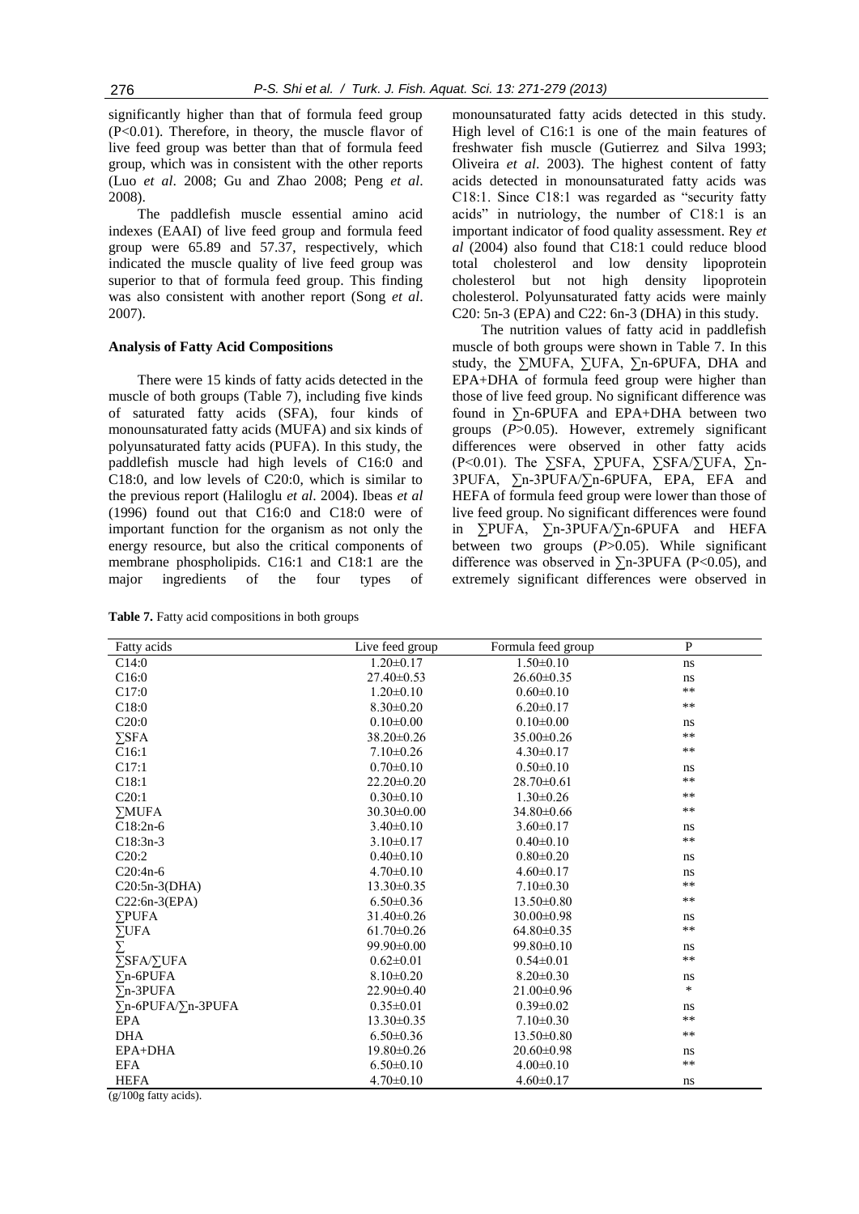significantly higher than that of formula feed group ($P<0.01$). Therefore, in theory, the muscle flavor of live feed group was better than that of formula feed group, which was in consistent with the other reports (Luo *et al*. 2008; Gu and Zhao 2008; Peng *et al*. 2008).

The paddlefish muscle essential amino acid indexes (EAAI) of live feed group and formula feed group were 65.89 and 57.37, respectively, which indicated the muscle quality of live feed group was superior to that of formula feed group. This finding was also consistent with another report (Song *et al*. 2007).

### Analysis of Fatty Acid Compositions

There were 15 kinds of fatty acids detected in the muscle of both groups (Table 7), including five kinds of saturated fatty acids (SFA), four kinds of monounsaturated fatty acids (MUFA) and six kinds of polyunsaturated fatty acids (PUFA). In this study, the paddlefish muscle had high levels of C16:0 and C18:0, and low levels of C20:0, which is similar to the previous report (Haliloglu *et al*. 2004). Ibeas *et al* (1996) found out that C16:0 and C18:0 were of important function for the organism as not only the energy resource, but also the critical components of membrane phospholipids. C16:1 and C18:1 are the major ingredients of the four types of monounsaturated fatty acids detected in this study. High level of C16:1 is one of the main features of freshwater fish muscle (Gutierrez and Silva 1993; Oliveira *et al*. 2003). The highest content of fatty acids detected in monounsaturated fatty acids was C18:1. Since C18:1 was regarded as "security fatty acids" in nutriology, the number of C18:1 is an important indicator of food quality assessment. Rey *et al* (2004) also found that C18:1 could reduce blood total cholesterol and low density lipoprotein cholesterol but not high density lipoprotein cholesterol. Polyunsaturated fatty acids were mainly C20: 5n-3 (EPA) and C22: 6n-3 (DHA) in this study.

The nutrition values of fatty acid in paddlefish muscle of both groups were shown in Table 7. In this study, the ∑MUFA, ∑UFA, ∑n-6PUFA, DHA and EPA+DHA of formula feed group were higher than those of live feed group. No significant difference was found in ∑n-6PUFA and EPA+DHA between two groups ($P>0.05$). However, extremely significant differences were observed in other fatty acids ($P<0.01$). The ∑SFA, ∑PUFA, ∑SFA/∑UFA, ∑n-3PUFA, ∑n-3PUFA/∑n-6PUFA, EPA, EFA and HEFA of formula feed group were lower than those of live feed group. No significant differences were found in ∑PUFA, ∑n-3PUFA/∑n-6PUFA and HEFA between two groups ($P>0.05$). While significant difference was observed in ∑n-3PUFA ($P<0.05$), and extremely significant differences were observed in

**Table 7.** Fatty acid compositions in both groups

| Fatty acids | Live feed group | Formula feed group | P |
|---|---|---|---|
| C14:0 | 1.20±0.17 | 1.50±0.10 | ns |
| C16:0 | 27.40±0.53 | 26.60±0.35 | ns |
| C17:0 | 1.20±0.10 | 0.60±0.10 | ** |
| C18:0 | 8.30±0.20 | 6.20±0.17 | ** |
| C20:0 | 0.10±0.00 | 0.10±0.00 | ns |
| ∑SFA | 38.20±0.26 | 35.00±0.26 | ** |
| C16:1 | 7.10±0.26 | 4.30±0.17 | ** |
| C17:1 | 0.70±0.10 | 0.50±0.10 | ns |
| C18:1 | 22.20±0.20 | 28.70±0.61 | ** |
| C20:1 | 0.30±0.10 | 1.30±0.26 | ** |
| ∑MUFA | 30.30±0.00 | 34.80±0.66 | ** |
| C18:2n-6 | 3.40±0.10 | 3.60±0.17 | ns |
| C18:3n-3 | 3.10±0.17 | 0.40±0.10 | ** |
| C20:2 | 0.40±0.10 | 0.80±0.20 | ns |
| C20:4n-6 | 4.70±0.10 | 4.60±0.17 | ns |
| C20:5n-3(DHA) | 13.30±0.35 | 7.10±0.30 | ** |
| C22:6n-3(EPA) | 6.50±0.36 | 13.50±0.80 | ** |
| ∑PUFA | 31.40±0.26 | 30.00±0.98 | ns |
| ∑UFA | 61.70±0.26 | 64.80±0.35 | ** |
| ∑ | 99.90±0.00 | 99.80±0.10 | ns |
| ∑SFA/∑UFA | 0.62±0.01 | 0.54±0.01 | ** |
| ∑n-6PUFA | 8.10±0.20 | 8.20±0.30 | ns |
| ∑n-3PUFA | 22.90±0.40 | 21.00±0.96 | * |
| ∑n-6PUFA/∑n-3PUFA | 0.35±0.01 | 0.39±0.02 | ns |
| EPA | 13.30±0.35 | 7.10±0.30 | ** |
| DHA | 6.50±0.36 | 13.50±0.80 | ** |
| EPA+DHA | 19.80±0.26 | 20.60±0.98 | ns |
| EFA | 6.50±0.10 | 4.00±0.10 | ** |
| HEFA | 4.70±0.10 | 4.60±0.17 | ns |

(g/100g fatty acids).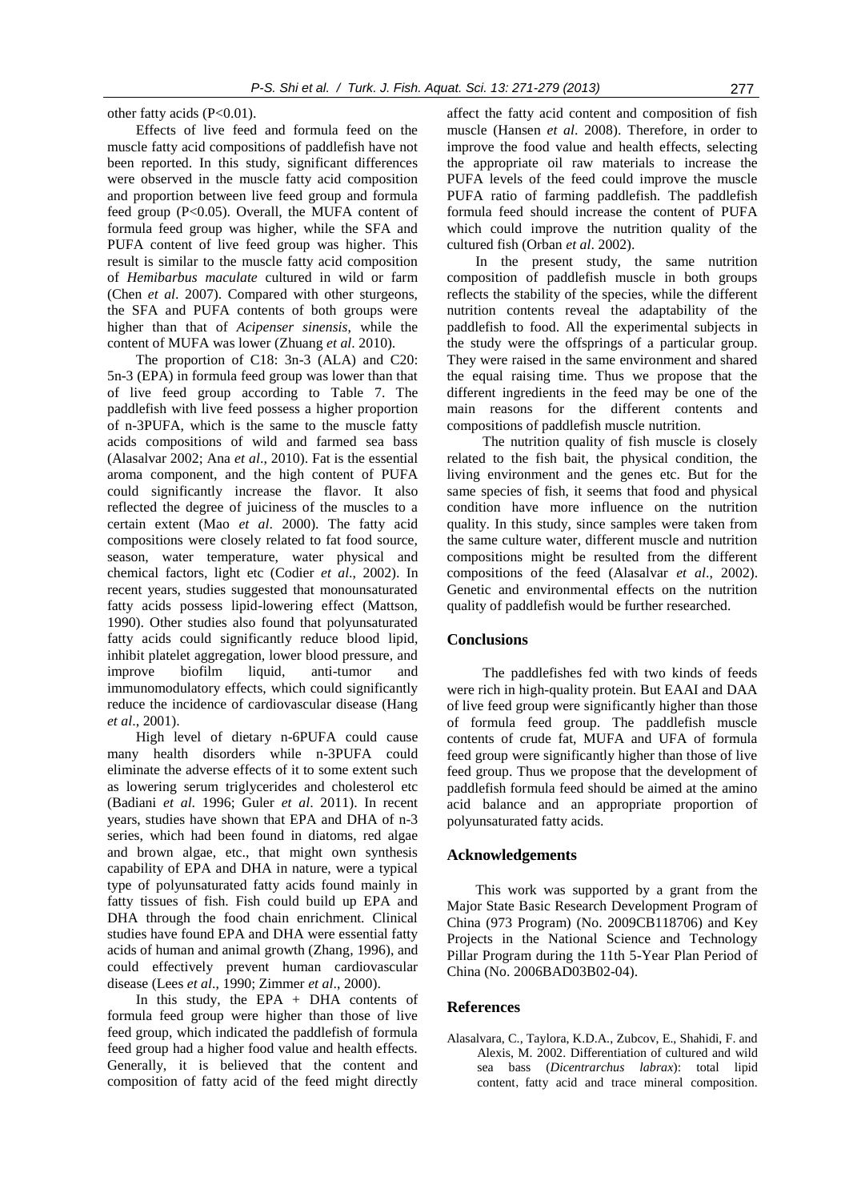other fatty acids ($P<0.01$).

Effects of live feed and formula feed on the muscle fatty acid compositions of paddlefish have not been reported. In this study, significant differences were observed in the muscle fatty acid composition and proportion between live feed group and formula feed group ($P<0.05$). Overall, the MUFA content of formula feed group was higher, while the SFA and PUFA content of live feed group was higher. This result is similar to the muscle fatty acid composition of *Hemibarbus maculate* cultured in wild or farm (Chen *et al*. 2007). Compared with other sturgeons, the SFA and PUFA contents of both groups were higher than that of *Acipenser sinensis*, while the content of MUFA was lower (Zhuang *et al*. 2010).

The proportion of C18: 3n-3 (ALA) and C20: 5n-3 (EPA) in formula feed group was lower than that of live feed group according to Table 7. The paddlefish with live feed possess a higher proportion of n-3PUFA, which is the same to the muscle fatty acids compositions of wild and farmed sea bass (Alasalvar 2002; Ana *et al*., 2010). Fat is the essential aroma component, and the high content of PUFA could significantly increase the flavor. It also reflected the degree of juiciness of the muscles to a certain extent (Mao *et al*. 2000). The fatty acid compositions were closely related to fat food source, season, water temperature, water physical and chemical factors, light etc (Codier *et al*., 2002). In recent years, studies suggested that monounsaturated fatty acids possess lipid-lowering effect (Mattson, 1990). Other studies also found that polyunsaturated fatty acids could significantly reduce blood lipid, inhibit platelet aggregation, lower blood pressure, and improve biofilm liquid, anti-tumor and immunomodulatory effects, which could significantly reduce the incidence of cardiovascular disease (Hang *et al*., 2001).

High level of dietary n-6PUFA could cause many health disorders while n-3PUFA could eliminate the adverse effects of it to some extent such as lowering serum triglycerides and cholesterol etc (Badiani *et al*. 1996; Guler *et al*. 2011). In recent years, studies have shown that EPA and DHA of n-3 series, which had been found in diatoms, red algae and brown algae, etc., that might own synthesis capability of EPA and DHA in nature, were a typical type of polyunsaturated fatty acids found mainly in fatty tissues of fish. Fish could build up EPA and DHA through the food chain enrichment. Clinical studies have found EPA and DHA were essential fatty acids of human and animal growth (Zhang, 1996), and could effectively prevent human cardiovascular disease (Lees *et al*., 1990; Zimmer *et al*., 2000).

In this study, the EPA + DHA contents of formula feed group were higher than those of live feed group, which indicated the paddlefish of formula feed group had a higher food value and health effects. Generally, it is believed that the content and composition of fatty acid of the feed might directly affect the fatty acid content and composition of fish muscle (Hansen *et al*. 2008). Therefore, in order to improve the food value and health effects, selecting the appropriate oil raw materials to increase the PUFA levels of the feed could improve the muscle PUFA ratio of farming paddlefish. The paddlefish formula feed should increase the content of PUFA which could improve the nutrition quality of the cultured fish (Orban *et al*. 2002).

In the present study, the same nutrition composition of paddlefish muscle in both groups reflects the stability of the species, while the different nutrition contents reveal the adaptability of the paddlefish to food. All the experimental subjects in the study were the offsprings of a particular group. They were raised in the same environment and shared the equal raising time. Thus we propose that the different ingredients in the feed may be one of the main reasons for the different contents and compositions of paddlefish muscle nutrition.

The nutrition quality of fish muscle is closely related to the fish bait, the physical condition, the living environment and the genes etc. But for the same species of fish, it seems that food and physical condition have more influence on the nutrition quality. In this study, since samples were taken from the same culture water, different muscle and nutrition compositions might be resulted from the different compositions of the feed (Alasalvar *et al*., 2002). Genetic and environmental effects on the nutrition quality of paddlefish would be further researched.

## Conclusions

The paddlefishes fed with two kinds of feeds were rich in high-quality protein. But EAAI and DAA of live feed group were significantly higher than those of formula feed group. The paddlefish muscle contents of crude fat, MUFA and UFA of formula feed group were significantly higher than those of live feed group. Thus we propose that the development of paddlefish formula feed should be aimed at the amino acid balance and an appropriate proportion of polyunsaturated fatty acids.

## Acknowledgements

This work was supported by a grant from the Major State Basic Research Development Program of China (973 Program) (No. 2009CB118706) and Key Projects in the National Science and Technology Pillar Program during the 11th 5-Year Plan Period of China (No. 2006BAD03B02-04).

## References

Alasalvara, C., Taylora, K.D.A., Zubcov, E., Shahidi, F. and Alexis, M. 2002. Differentiation of cultured and wild sea bass (*Dicentrarchus labrax*): total lipid content, fatty acid and trace mineral composition.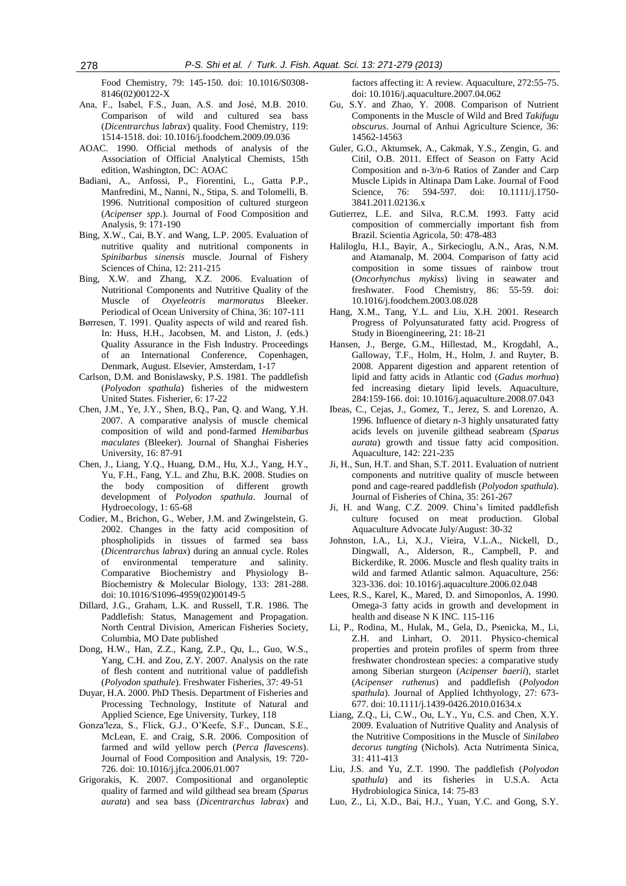Food Chemistry, 79: 145-150. doi: 10.1016/S0308-8146(02)00122-X

Ana, F., Isabel, F.S., Juan, A.S. and José, M.B. 2010. Comparison of wild and cultured sea bass (*Dicentrarchus labrax*) quality. Food Chemistry, 119: 1514-1518. doi: 10.1016/j.foodchem.2009.09.036

AOAC. 1990. Official methods of analysis of the Association of Official Analytical Chemists, 15th edition, Washington, DC: AOAC

Badiani, A., Anfossi, P., Fiorentini, L., Gatta P.P., Manfredini, M., Nanni, N., Stipa, S. and Tolomelli, B. 1996. Nutritional composition of cultured sturgeon (*Acipenser spp.*). Journal of Food Composition and Analysis, 9: 171-190

Bing, X.W., Cai, B.Y. and Wang, L.P. 2005. Evaluation of nutritive quality and nutritional components in *Spinibarbus sinensis* muscle. Journal of Fishery Sciences of China, 12: 211-215

Bing, X.W. and Zhang, X.Z. 2006. Evaluation of Nutritional Components and Nutritive Quality of the Muscle of *Oxyeleotris marmoratus* Bleeker. Periodical of Ocean University of China, 36: 107-111

Børresen, T. 1991. Quality aspects of wild and reared fish. In: Huss, H.H., Jacobsen, M. and Liston, J. (eds.) Quality Assurance in the Fish Industry. Proceedings of an International Conference, Copenhagen, Denmark, August. Elsevier, Amsterdam, 1-17

Carlson, D.M. and Bonislawsky, P.S. 1981. The paddlefish (*Polyodon spathula*) fisheries of the midwestern United States. Fisherier, 6: 17-22

Chen, J.M., Ye, J.Y., Shen, B.Q., Pan, Q. and Wang, Y.H. 2007. A comparative analysis of muscle chemical composition of wild and pond-farmed *Hemibarbus maculates* (Bleeker). Journal of Shanghai Fisheries University, 16: 87-91

Chen, J., Liang, Y.Q., Huang, D.M., Hu, X.J., Yang, H.Y., Yu, F.H., Fang, Y.L. and Zhu, B.K. 2008. Studies on the body composition of different growth development of *Polyodon spathula*. Journal of Hydroecology, 1: 65-68

Codier, M., Brichon, G., Weber, J.M. and Zwingelstein, G. 2002. Changes in the fatty acid composition of phospholipids in tissues of farmed sea bass (*Dicentrarchus labrax*) during an annual cycle. Roles of environmental temperature and salinity. Comparative Biochemistry and Physiology B-Biochemistry & Molecular Biology, 133: 281-288. doi: 10.1016/S1096-4959(02)00149-5

Dillard, J.G., Graham, L.K. and Russell, T.R. 1986. The Paddlefish: Status, Management and Propagation. North Central Division, American Fisheries Society, Columbia, MO Date published

Dong, H.W., Han, Z.Z., Kang, Z.P., Qu, L., Guo, W.S., Yang, C.H. and Zou, Z.Y. 2007. Analysis on the rate of flesh content and nutritional value of paddlefish (*Polyodon spathule*). Freshwater Fisheries, 37: 49-51

Duyar, H.A. 2000. PhD Thesis. Department of Fisheries and Processing Technology, Institute of Natural and Applied Science, Ege University, Turkey, 118

Gonza′leza, S., Flick, G.J., O'Keefe, S.F., Duncan, S.E., McLean, E. and Craig, S.R. 2006. Composition of farmed and wild yellow perch (*Perca flavescens*). Journal of Food Composition and Analysis, 19: 720-726. doi: 10.1016/j.jfca.2006.01.007

Grigorakis, K. 2007. Compositional and organoleptic quality of farmed and wild gilthead sea bream (*Sparus aurata*) and sea bass (*Dicentrarchus labrax*) and factors affecting it: A review. Aquaculture, 272:55-75. doi: 10.1016/j.aquaculture.2007.04.062

Gu, S.Y. and Zhao, Y. 2008. Comparison of Nutrient Components in the Muscle of Wild and Bred *Takifugu obscurus*. Journal of Anhui Agriculture Science, 36: 14562-14563

Guler, G.O., Aktumsek, A., Cakmak, Y.S., Zengin, G. and Citil, O.B. 2011. Effect of Season on Fatty Acid Composition and n-3/n-6 Ratios of Zander and Carp Muscle Lipids in Altinapa Dam Lake. Journal of Food Science, 76: 594-597. doi: 10.1111/j.1750-3841.2011.02136.x

Gutierrez, L.E. and Silva, R.C.M. 1993. Fatty acid composition of commercially important fish from Brazil. Scientia Agricola, 50: 478-483

Haliloglu, H.I., Bayir, A., Sirkecioglu, A.N., Aras, N.M. and Atamanalp, M. 2004. Comparison of fatty acid composition in some tissues of rainbow trout (*Oncorhynchus mykiss*) living in seawater and freshwater. Food Chemistry, 86: 55-59. doi: 10.1016/j.foodchem.2003.08.028

Hang, X.M., Tang, Y.L. and Liu, X.H. 2001. Research Progress of Polyunsaturated fatty acid. Progress of Study in Bioengineering, 21: 18-21

Hansen, J., Berge, G.M., Hillestad, M., Krogdahl, A., Galloway, T.F., Holm, H., Holm, J. and Ruyter, B. 2008. Apparent digestion and apparent retention of lipid and fatty acids in Atlantic cod (*Gadus morhua*) fed increasing dietary lipid levels. Aquaculture, 284:159-166. doi: 10.1016/j.aquaculture.2008.07.043

Ibeas, C., Cejas, J., Gomez, T., Jerez, S. and Lorenzo, A. 1996. Influence of dietary n-3 highly unsaturated fatty acids levels on juvenile gilthead seabream (*Sparus aurata*) growth and tissue fatty acid composition. Aquaculture, 142: 221-235

Ji, H., Sun, H.T. and Shan, S.T. 2011. Evaluation of nutrient components and nutritive quality of muscle between pond and cage-reared paddlefish (*Polyodon spathula*). Journal of Fisheries of China, 35: 261-267

Ji, H. and Wang, C.Z. 2009. China's limited paddlefish culture focused on meat production. Global Aquaculture Advocate July/August: 30-32

Johnston, I.A., Li, X.J., Vieira, V.L.A., Nickell, D., Dingwall, A., Alderson, R., Campbell, P. and Bickerdike, R. 2006. Muscle and flesh quality traits in wild and farmed Atlantic salmon. Aquaculture, 256: 323-336. doi: 10.1016/j.aquaculture.2006.02.048

Lees, R.S., Karel, K., Mared, D. and Simoponlos, A. 1990. Omega-3 fatty acids in growth and development in health and disease N K INC. 115-116

Li, P., Rodina, M., Hulak, M., Gela, D., Psenicka, M., Li, Z.H. and Linhart, O. 2011. Physico-chemical properties and protein profiles of sperm from three freshwater chondrostean species: a comparative study among Siberian sturgeon (*Acipenser baerii*), starlet (*Acipenser ruthenus*) and paddlefish (*Polyodon spathula*). Journal of Applied Ichthyology, 27: 673-677. doi: 10.1111/j.1439-0426.2010.01634.x

Liang, Z.Q., Li, C.W., Ou, L.Y., Yu, C.S. and Chen, X.Y. 2009. Evaluation of Nutritive Quality and Analysis of the Nutritive Compositions in the Muscle of *Sinilabeo decorus tungting* (Nichols). Acta Nutrimenta Sinica, 31: 411-413

Liu, J.S. and Yu, Z.T. 1990. The paddlefish (*Polyodon spathula*) and its fisheries in U.S.A. Acta Hydrobiologica Sinica, 14: 75-83

Luo, Z., Li, X.D., Bai, H.J., Yuan, Y.C. and Gong, S.Y.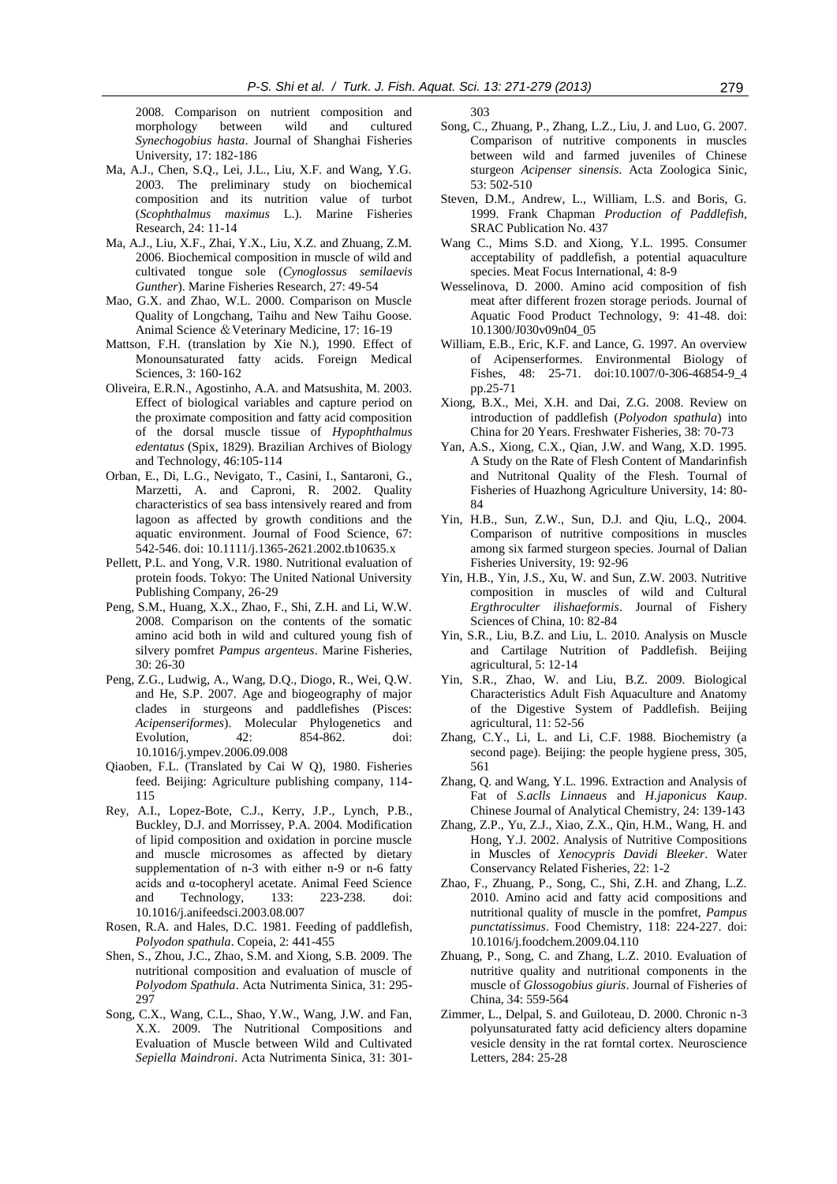2008. Comparison on nutrient composition and morphology between wild and cultured *Synechogobius hasta*. Journal of Shanghai Fisheries University, 17: 182-186

Ma, A.J., Chen, S.Q., Lei, J.L., Liu, X.F. and Wang, Y.G. 2003. The preliminary study on biochemical composition and its nutrition value of turbot (*Scophthalmus maximus* L.). Marine Fisheries Research, 24: 11-14

Ma, A.J., Liu, X.F., Zhai, Y.X., Liu, X.Z. and Zhuang, Z.M. 2006. Biochemical composition in muscle of wild and cultivated tongue sole (*Cynoglossus semilaevis Gunther*). Marine Fisheries Research, 27: 49-54

Mao, G.X. and Zhao, W.L. 2000. Comparison on Muscle Quality of Longchang, Taihu and New Taihu Goose. Animal Science ＆Veterinary Medicine, 17: 16-19

Mattson, F.H. (translation by Xie N.), 1990. Effect of Monounsaturated fatty acids. Foreign Medical Sciences, 3: 160-162

Oliveira, E.R.N., Agostinho, A.A. and Matsushita, M. 2003. Effect of biological variables and capture period on the proximate composition and fatty acid composition of the dorsal muscle tissue of *Hypophthalmus edentatus* (Spix, 1829). Brazilian Archives of Biology and Technology, 46:105-114

Orban, E., Di, L.G., Nevigato, T., Casini, I., Santaroni, G., Marzetti, A. and Caproni, R. 2002. Quality characteristics of sea bass intensively reared and from lagoon as affected by growth conditions and the aquatic environment. Journal of Food Science, 67: 542-546. doi: 10.1111/j.1365-2621.2002.tb10635.x

Pellett, P.L. and Yong, V.R. 1980. Nutritional evaluation of protein foods. Tokyo: The United National University Publishing Company, 26-29

Peng, S.M., Huang, X.X., Zhao, F., Shi, Z.H. and Li, W.W. 2008. Comparison on the contents of the somatic amino acid both in wild and cultured young fish of silvery pomfret *Pampus argenteus*. Marine Fisheries, 30: 26-30

Peng, Z.G., Ludwig, A., Wang, D.Q., Diogo, R., Wei, Q.W. and He, S.P. 2007. Age and biogeography of major clades in sturgeons and paddlefishes (Pisces: *Acipenseriformes*). Molecular Phylogenetics and Evolution, 42: 854-862. doi: 10.1016/j.ympev.2006.09.008

Qiaoben, F.L. (Translated by Cai W Q), 1980. Fisheries feed. Beijing: Agriculture publishing company, 114-115

Rey, A.I., Lopez-Bote, C.J., Kerry, J.P., Lynch, P.B., Buckley, D.J. and Morrissey, P.A. 2004. Modification of lipid composition and oxidation in porcine muscle and muscle microsomes as affected by dietary supplementation of n-3 with either n-9 or n-6 fatty acids and α-tocopheryl acetate. Animal Feed Science and Technology, 133: 223-238. doi: 10.1016/j.anifeedsci.2003.08.007

Rosen, R.A. and Hales, D.C. 1981. Feeding of paddlefish, *Polyodon spathula*. Copeia, 2: 441-455

Shen, S., Zhou, J.C., Zhao, S.M. and Xiong, S.B. 2009. The nutritional composition and evaluation of muscle of *Polyodom Spathula*. Acta Nutrimenta Sinica, 31: 295-297

Song, C.X., Wang, C.L., Shao, Y.W., Wang, J.W. and Fan, X.X. 2009. The Nutritional Compositions and Evaluation of Muscle between Wild and Cultivated *Sepiella Maindroni*. Acta Nutrimenta Sinica, 31: 301-303

Song, C., Zhuang, P., Zhang, L.Z., Liu, J. and Luo, G. 2007. Comparison of nutritive components in muscles between wild and farmed juveniles of Chinese sturgeon *Acipenser sinensis*. Acta Zoologica Sinic, 53: 502-510

Steven, D.M., Andrew, L., William, L.S. and Boris, G. 1999. Frank Chapman *Production of Paddlefish*, SRAC Publication No. 437

Wang C., Mims S.D. and Xiong, Y.L. 1995. Consumer acceptability of paddlefish, a potential aquaculture species. Meat Focus International, 4: 8-9

Wesselinova, D. 2000. Amino acid composition of fish meat after different frozen storage periods. Journal of Aquatic Food Product Technology, 9: 41-48. doi: 10.1300/J030v09n04_05

William, E.B., Eric, K.F. and Lance, G. 1997. An overview of Acipenserformes. Environmental Biology of Fishes, 48: 25-71. doi:10.1007/0-306-46854-9_4 pp.25-71

Xiong, B.X., Mei, X.H. and Dai, Z.G. 2008. Review on introduction of paddlefish (*Polyodon spathula*) into China for 20 Years. Freshwater Fisheries, 38: 70-73

Yan, A.S., Xiong, C.X., Qian, J.W. and Wang, X.D. 1995. A Study on the Rate of Flesh Content of Mandarinfish and Nutritonal Quality of the Flesh. Tournal of Fisheries of Huazhong Agriculture University, 14: 80-84

Yin, H.B., Sun, Z.W., Sun, D.J. and Qiu, L.Q., 2004. Comparison of nutritive compositions in muscles among six farmed sturgeon species. Journal of Dalian Fisheries University, 19: 92-96

Yin, H.B., Yin, J.S., Xu, W. and Sun, Z.W. 2003. Nutritive composition in muscles of wild and Cultural *Ergthroculter ilishaeformis*. Journal of Fishery Sciences of China, 10: 82-84

Yin, S.R., Liu, B.Z. and Liu, L. 2010. Analysis on Muscle and Cartilage Nutrition of Paddlefish. Beijing agricultural, 5: 12-14

Yin, S.R., Zhao, W. and Liu, B.Z. 2009. Biological Characteristics Adult Fish Aquaculture and Anatomy of the Digestive System of Paddlefish. Beijing agricultural, 11: 52-56

Zhang, C.Y., Li, L. and Li, C.F. 1988. Biochemistry (a second page). Beijing: the people hygiene press, 305, 561

Zhang, Q. and Wang, Y.L. 1996. Extraction and Analysis of Fat of *S.aclls Linnaeus* and *H.japonicus Kaup*. Chinese Journal of Analytical Chemistry, 24: 139-143

Zhang, Z.P., Yu, Z.J., Xiao, Z.X., Qin, H.M., Wang, H. and Hong, Y.J. 2002. Analysis of Nutritive Compositions in Muscles of *Xenocypris Davidi Bleeker*. Water Conservancy Related Fisheries, 22: 1-2

Zhao, F., Zhuang, P., Song, C., Shi, Z.H. and Zhang, L.Z. 2010. Amino acid and fatty acid compositions and nutritional quality of muscle in the pomfret, *Pampus punctatissimus*. Food Chemistry, 118: 224-227. doi: 10.1016/j.foodchem.2009.04.110

Zhuang, P., Song, C. and Zhang, L.Z. 2010. Evaluation of nutritive quality and nutritional components in the muscle of *Glossogobius giuris*. Journal of Fisheries of China, 34: 559-564

Zimmer, L., Delpal, S. and Guiloteau, D. 2000. Chronic n-3 polyunsaturated fatty acid deficiency alters dopamine vesicle density in the rat forntal cortex. Neuroscience Letters, 284: 25-28